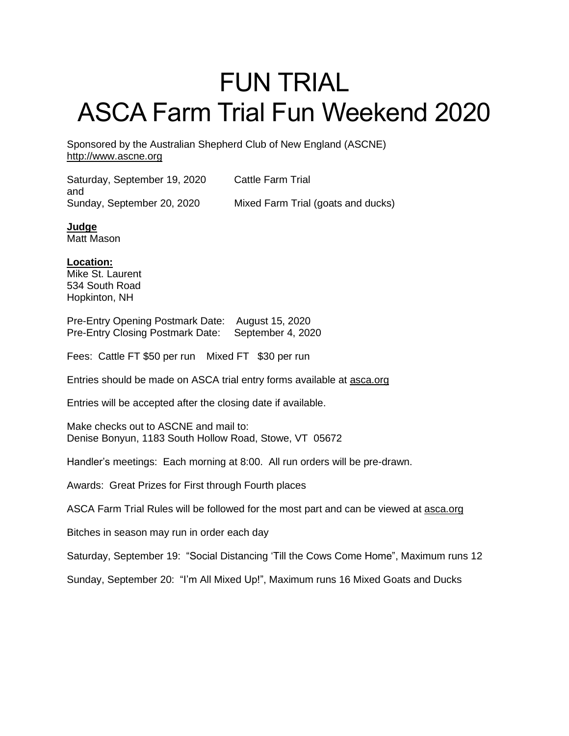# FUN TRIAL
# ASCA Farm Trial Fun Weekend 2020

Sponsored by the Australian Shepherd Club of New England (ASCNE)
http://www.ascne.org

Saturday, September 19, 2020 Cattle Farm Trial
and
Sunday, September 20, 2020 Mixed Farm Trial (goats and ducks)

**Judge**
Matt Mason

**Location:**
Mike St. Laurent
534 South Road
Hopkinton, NH

Pre-Entry Opening Postmark Date: August 15, 2020
Pre-Entry Closing Postmark Date: September 4, 2020

Fees: Cattle FT $50 per run Mixed FT $30 per run

Entries should be made on ASCA trial entry forms available at asca.org

Entries will be accepted after the closing date if available.

Make checks out to ASCNE and mail to:
Denise Bonyun, 1183 South Hollow Road, Stowe, VT 05672

Handler's meetings: Each morning at 8:00. All run orders will be pre-drawn.

Awards: Great Prizes for First through Fourth places

ASCA Farm Trial Rules will be followed for the most part and can be viewed at asca.org

Bitches in season may run in order each day

Saturday, September 19: "Social Distancing 'Till the Cows Come Home", Maximum runs 12

Sunday, September 20: "I'm All Mixed Up!", Maximum runs 16 Mixed Goats and Ducks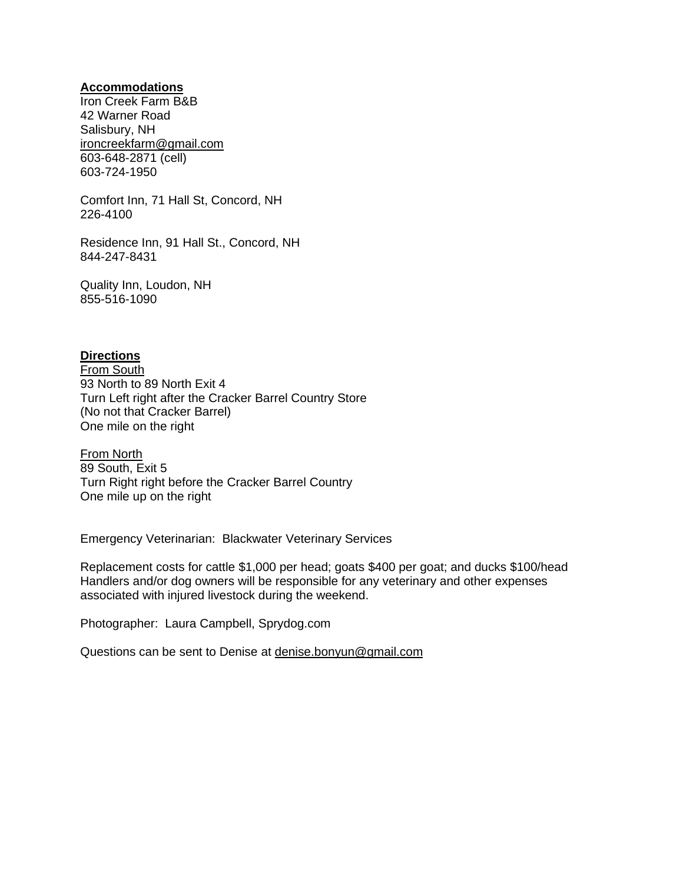**Accommodations**

Iron Creek Farm B&B
42 Warner Road
Salisbury, NH
ironcreekfarm@gmail.com
603-648-2871 (cell)
603-724-1950

Comfort Inn, 71 Hall St, Concord, NH
226-4100

Residence Inn, 91 Hall St., Concord, NH
844-247-8431

Quality Inn, Loudon, NH
855-516-1090

**Directions**

From South
93 North to 89 North Exit 4
Turn Left right after the Cracker Barrel Country Store
(No not that Cracker Barrel)
One mile on the right

From North
89 South, Exit 5
Turn Right right before the Cracker Barrel Country
One mile up on the right

Emergency Veterinarian: Blackwater Veterinary Services

Replacement costs for cattle $1,000 per head; goats $400 per goat; and ducks $100/head
Handlers and/or dog owners will be responsible for any veterinary and other expenses associated with injured livestock during the weekend.

Photographer: Laura Campbell, Sprydog.com

Questions can be sent to Denise at denise.bonyun@gmail.com